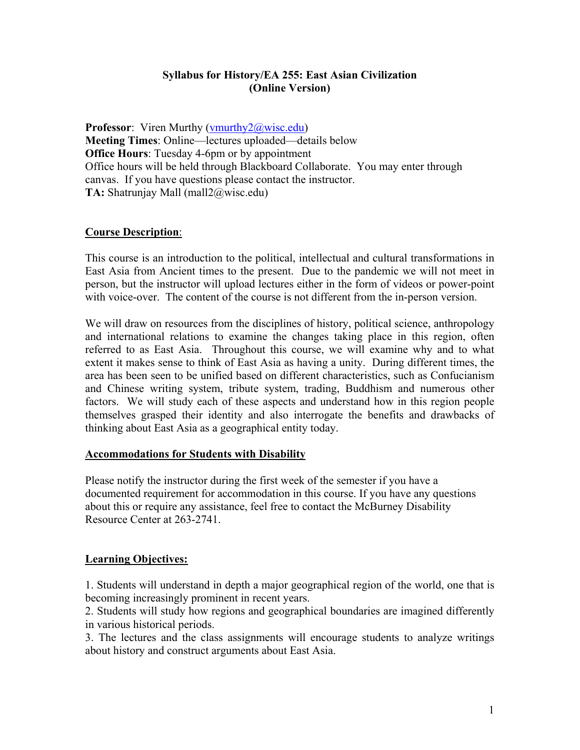# Syllabus for History/EA 255: East Asian Civilization
## (Online Version)

**Professor**: Viren Murthy (vmurthy2@wisc.edu)
**Meeting Times**: Online—lectures uploaded—details below
**Office Hours**: Tuesday 4-6pm or by appointment
Office hours will be held through Blackboard Collaborate. You may enter through canvas. If you have questions please contact the instructor.
**TA:** Shatrunjay Mall (mall2@wisc.edu)

## Course Description:

This course is an introduction to the political, intellectual and cultural transformations in East Asia from Ancient times to the present. Due to the pandemic we will not meet in person, but the instructor will upload lectures either in the form of videos or power-point with voice-over. The content of the course is not different from the in-person version.

We will draw on resources from the disciplines of history, political science, anthropology and international relations to examine the changes taking place in this region, often referred to as East Asia. Throughout this course, we will examine why and to what extent it makes sense to think of East Asia as having a unity. During different times, the area has been seen to be unified based on different characteristics, such as Confucianism and Chinese writing system, tribute system, trading, Buddhism and numerous other factors. We will study each of these aspects and understand how in this region people themselves grasped their identity and also interrogate the benefits and drawbacks of thinking about East Asia as a geographical entity today.

## Accommodations for Students with Disability

Please notify the instructor during the first week of the semester if you have a documented requirement for accommodation in this course. If you have any questions about this or require any assistance, feel free to contact the McBurney Disability Resource Center at 263-2741.

## Learning Objectives:

1. Students will understand in depth a major geographical region of the world, one that is becoming increasingly prominent in recent years.
2. Students will study how regions and geographical boundaries are imagined differently in various historical periods.
3. The lectures and the class assignments will encourage students to analyze writings about history and construct arguments about East Asia.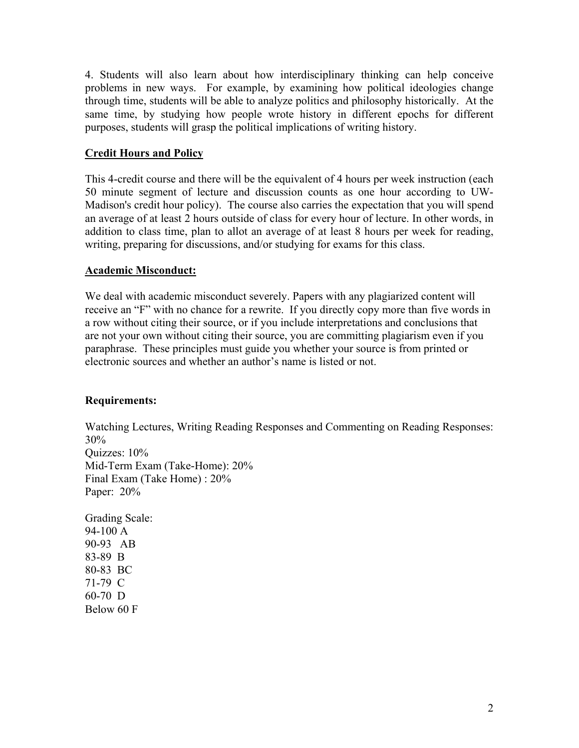4. Students will also learn about how interdisciplinary thinking can help conceive problems in new ways. For example, by examining how political ideologies change through time, students will be able to analyze politics and philosophy historically. At the same time, by studying how people wrote history in different epochs for different purposes, students will grasp the political implications of writing history.

## Credit Hours and Policy

This 4-credit course and there will be the equivalent of 4 hours per week instruction (each 50 minute segment of lecture and discussion counts as one hour according to UW-Madison's credit hour policy). The course also carries the expectation that you will spend an average of at least 2 hours outside of class for every hour of lecture. In other words, in addition to class time, plan to allot an average of at least 8 hours per week for reading, writing, preparing for discussions, and/or studying for exams for this class.

## Academic Misconduct:

We deal with academic misconduct severely. Papers with any plagiarized content will receive an "F" with no chance for a rewrite. If you directly copy more than five words in a row without citing their source, or if you include interpretations and conclusions that are not your own without citing their source, you are committing plagiarism even if you paraphrase. These principles must guide you whether your source is from printed or electronic sources and whether an author's name is listed or not.

## Requirements:

Watching Lectures, Writing Reading Responses and Commenting on Reading Responses: 30%
Quizzes: 10%
Mid-Term Exam (Take-Home): 20%
Final Exam (Take Home) : 20%
Paper: 20%

Grading Scale:
94-100 A
90-93 AB
83-89 B
80-83 BC
71-79 C
60-70 D
Below 60 F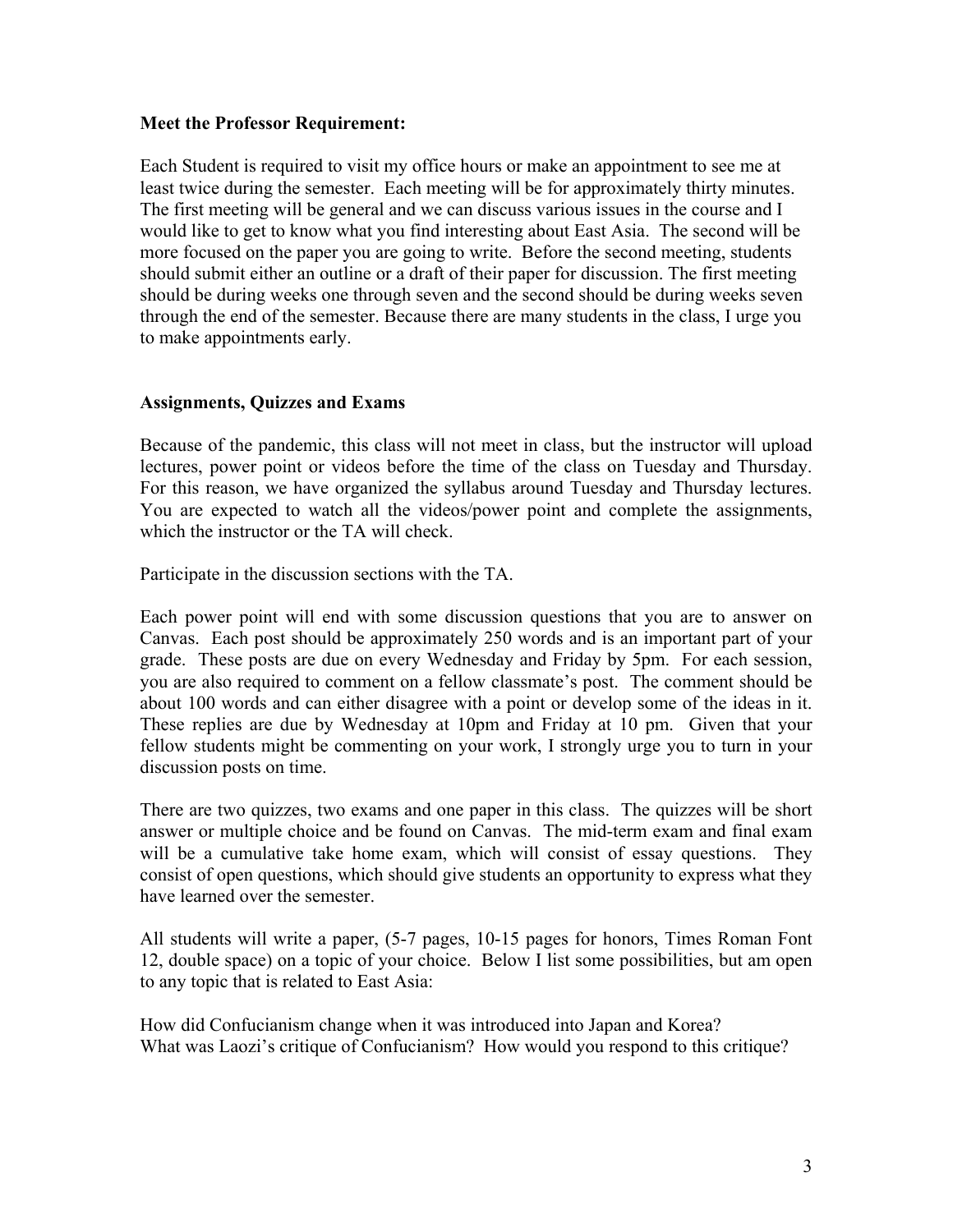**Meet the Professor Requirement:**

Each Student is required to visit my office hours or make an appointment to see me at least twice during the semester. Each meeting will be for approximately thirty minutes. The first meeting will be general and we can discuss various issues in the course and I would like to get to know what you find interesting about East Asia. The second will be more focused on the paper you are going to write. Before the second meeting, students should submit either an outline or a draft of their paper for discussion. The first meeting should be during weeks one through seven and the second should be during weeks seven through the end of the semester. Because there are many students in the class, I urge you to make appointments early.

**Assignments, Quizzes and Exams**

Because of the pandemic, this class will not meet in class, but the instructor will upload lectures, power point or videos before the time of the class on Tuesday and Thursday. For this reason, we have organized the syllabus around Tuesday and Thursday lectures. You are expected to watch all the videos/power point and complete the assignments, which the instructor or the TA will check.

Participate in the discussion sections with the TA.

Each power point will end with some discussion questions that you are to answer on Canvas. Each post should be approximately 250 words and is an important part of your grade. These posts are due on every Wednesday and Friday by 5pm. For each session, you are also required to comment on a fellow classmate's post. The comment should be about 100 words and can either disagree with a point or develop some of the ideas in it. These replies are due by Wednesday at 10pm and Friday at 10 pm. Given that your fellow students might be commenting on your work, I strongly urge you to turn in your discussion posts on time.

There are two quizzes, two exams and one paper in this class. The quizzes will be short answer or multiple choice and be found on Canvas. The mid-term exam and final exam will be a cumulative take home exam, which will consist of essay questions. They consist of open questions, which should give students an opportunity to express what they have learned over the semester.

All students will write a paper, (5-7 pages, 10-15 pages for honors, Times Roman Font 12, double space) on a topic of your choice. Below I list some possibilities, but am open to any topic that is related to East Asia:

How did Confucianism change when it was introduced into Japan and Korea?
What was Laozi's critique of Confucianism? How would you respond to this critique?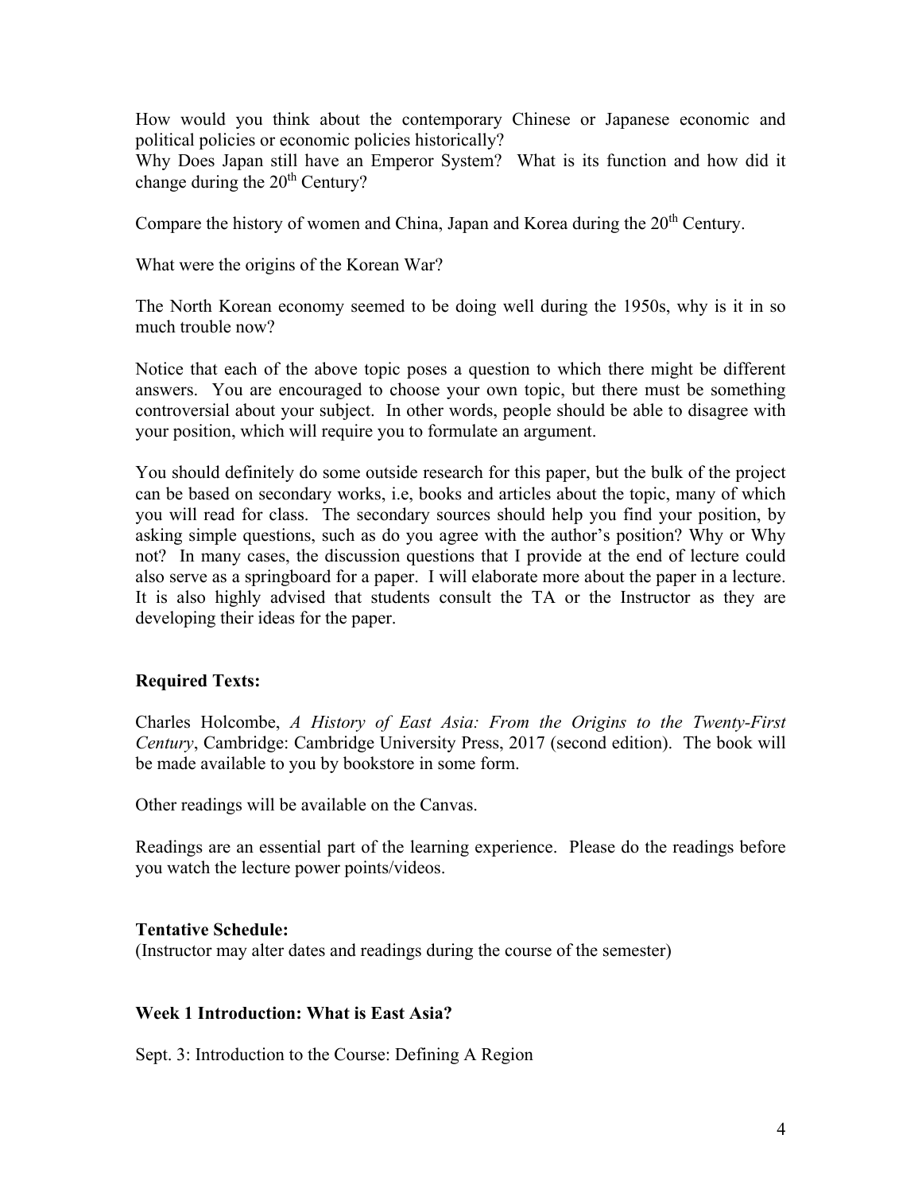How would you think about the contemporary Chinese or Japanese economic and political policies or economic policies historically?
Why Does Japan still have an Emperor System? What is its function and how did it change during the 20th Century?

Compare the history of women and China, Japan and Korea during the 20th Century.

What were the origins of the Korean War?

The North Korean economy seemed to be doing well during the 1950s, why is it in so much trouble now?

Notice that each of the above topic poses a question to which there might be different answers. You are encouraged to choose your own topic, but there must be something controversial about your subject. In other words, people should be able to disagree with your position, which will require you to formulate an argument.

You should definitely do some outside research for this paper, but the bulk of the project can be based on secondary works, i.e, books and articles about the topic, many of which you will read for class. The secondary sources should help you find your position, by asking simple questions, such as do you agree with the author's position? Why or Why not? In many cases, the discussion questions that I provide at the end of lecture could also serve as a springboard for a paper. I will elaborate more about the paper in a lecture. It is also highly advised that students consult the TA or the Instructor as they are developing their ideas for the paper.

**Required Texts:**

Charles Holcombe, *A History of East Asia: From the Origins to the Twenty-First Century*, Cambridge: Cambridge University Press, 2017 (second edition). The book will be made available to you by bookstore in some form.

Other readings will be available on the Canvas.

Readings are an essential part of the learning experience. Please do the readings before you watch the lecture power points/videos.

**Tentative Schedule:**
(Instructor may alter dates and readings during the course of the semester)

**Week 1 Introduction: What is East Asia?**

Sept. 3: Introduction to the Course: Defining A Region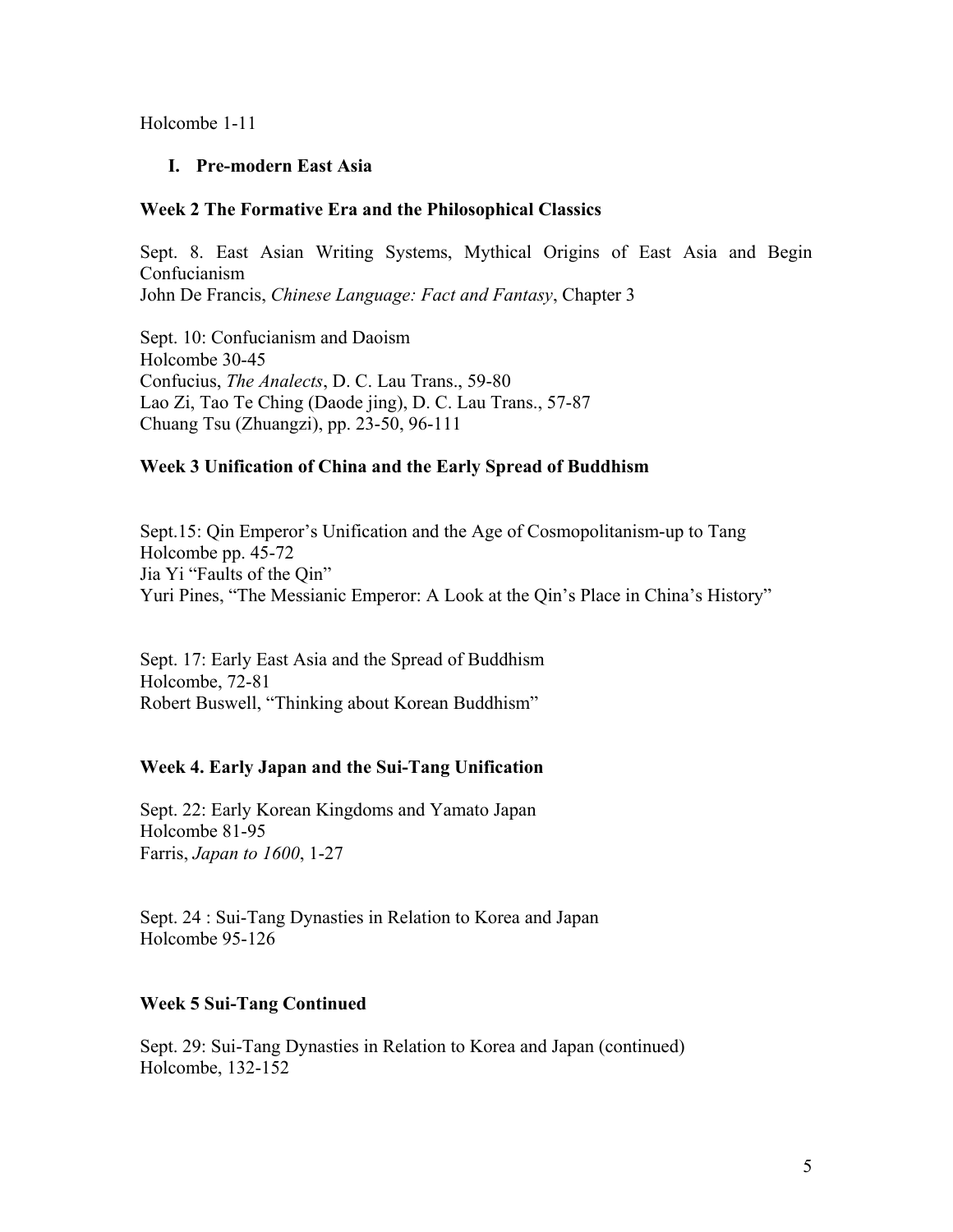Holcombe 1-11

## I. Pre-modern East Asia

### Week 2 The Formative Era and the Philosophical Classics

Sept. 8. East Asian Writing Systems, Mythical Origins of East Asia and Begin Confucianism
John De Francis, *Chinese Language: Fact and Fantasy*, Chapter 3

Sept. 10: Confucianism and Daoism
Holcombe 30-45
Confucius, *The Analects*, D. C. Lau Trans., 59-80
Lao Zi, Tao Te Ching (Daode jing), D. C. Lau Trans., 57-87
Chuang Tsu (Zhuangzi), pp. 23-50, 96-111

### Week 3 Unification of China and the Early Spread of Buddhism

Sept.15: Qin Emperor's Unification and the Age of Cosmopolitanism-up to Tang
Holcombe pp. 45-72
Jia Yi "Faults of the Qin"
Yuri Pines, "The Messianic Emperor: A Look at the Qin's Place in China's History"

Sept. 17: Early East Asia and the Spread of Buddhism
Holcombe, 72-81
Robert Buswell, "Thinking about Korean Buddhism"

### Week 4. Early Japan and the Sui-Tang Unification

Sept. 22: Early Korean Kingdoms and Yamato Japan
Holcombe 81-95
Farris, *Japan to 1600*, 1-27

Sept. 24 : Sui-Tang Dynasties in Relation to Korea and Japan
Holcombe 95-126

### Week 5 Sui-Tang Continued

Sept. 29: Sui-Tang Dynasties in Relation to Korea and Japan (continued)
Holcombe, 132-152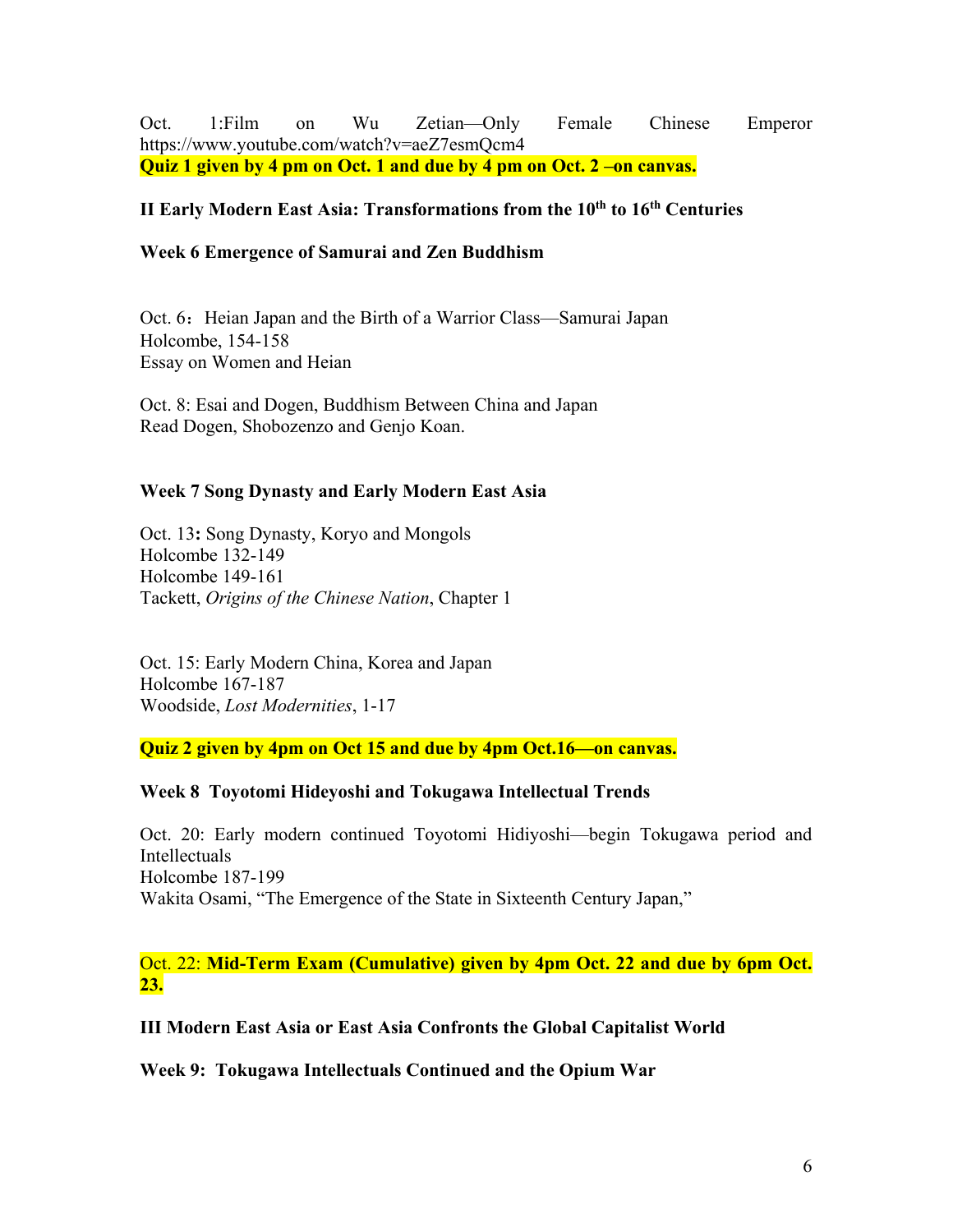Oct. 1:Film on Wu Zetian—Only Female Chinese Emperor https://www.youtube.com/watch?v=aeZ7esmQcm4

**Quiz 1 given by 4 pm on Oct. 1 and due by 4 pm on Oct. 2 –on canvas.**

**II Early Modern East Asia: Transformations from the 10th to 16th Centuries**

**Week 6 Emergence of Samurai and Zen Buddhism**

Oct. 6：Heian Japan and the Birth of a Warrior Class—Samurai Japan
Holcombe, 154-158
Essay on Women and Heian

Oct. 8: Esai and Dogen, Buddhism Between China and Japan
Read Dogen, Shobozenzo and Genjo Koan.

**Week 7 Song Dynasty and Early Modern East Asia**

Oct. 13**:** Song Dynasty, Koryo and Mongols
Holcombe 132-149
Holcombe 149-161
Tackett, *Origins of the Chinese Nation*, Chapter 1

Oct. 15: Early Modern China, Korea and Japan
Holcombe 167-187
Woodside, *Lost Modernities*, 1-17

**Quiz 2 given by 4pm on Oct 15 and due by 4pm Oct.16—on canvas.**

**Week 8 Toyotomi Hideyoshi and Tokugawa Intellectual Trends**

Oct. 20: Early modern continued Toyotomi Hidiyoshi—begin Tokugawa period and Intellectuals
Holcombe 187-199
Wakita Osami, "The Emergence of the State in Sixteenth Century Japan,"

Oct. 22: **Mid-Term Exam (Cumulative) given by 4pm Oct. 22 and due by 6pm Oct. 23.**

**III Modern East Asia or East Asia Confronts the Global Capitalist World**

**Week 9: Tokugawa Intellectuals Continued and the Opium War**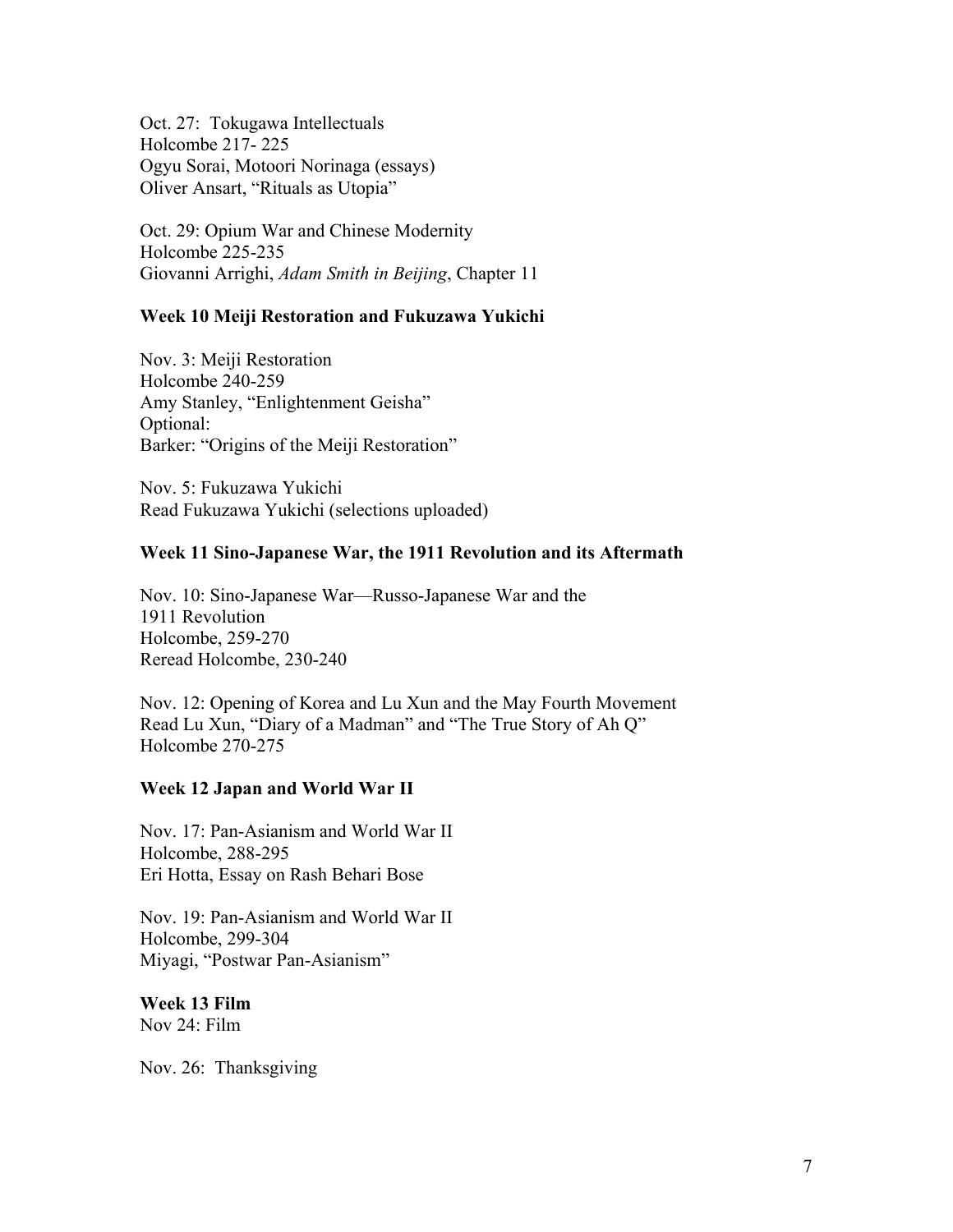Oct. 27: Tokugawa Intellectuals
Holcombe 217- 225
Ogyu Sorai, Motoori Norinaga (essays)
Oliver Ansart, "Rituals as Utopia"

Oct. 29: Opium War and Chinese Modernity
Holcombe 225-235
Giovanni Arrighi, *Adam Smith in Beijing*, Chapter 11

**Week 10 Meiji Restoration and Fukuzawa Yukichi**

Nov. 3: Meiji Restoration
Holcombe 240-259
Amy Stanley, "Enlightenment Geisha"
Optional:
Barker: "Origins of the Meiji Restoration"

Nov. 5: Fukuzawa Yukichi
Read Fukuzawa Yukichi (selections uploaded)

**Week 11 Sino-Japanese War, the 1911 Revolution and its Aftermath**

Nov. 10: Sino-Japanese War—Russo-Japanese War and the 1911 Revolution
Holcombe, 259-270
Reread Holcombe, 230-240

Nov. 12: Opening of Korea and Lu Xun and the May Fourth Movement
Read Lu Xun, "Diary of a Madman" and "The True Story of Ah Q"
Holcombe 270-275

**Week 12 Japan and World War II**

Nov. 17: Pan-Asianism and World War II
Holcombe, 288-295
Eri Hotta, Essay on Rash Behari Bose

Nov. 19: Pan-Asianism and World War II
Holcombe, 299-304
Miyagi, "Postwar Pan-Asianism"

**Week 13 Film**
Nov 24: Film

Nov. 26: Thanksgiving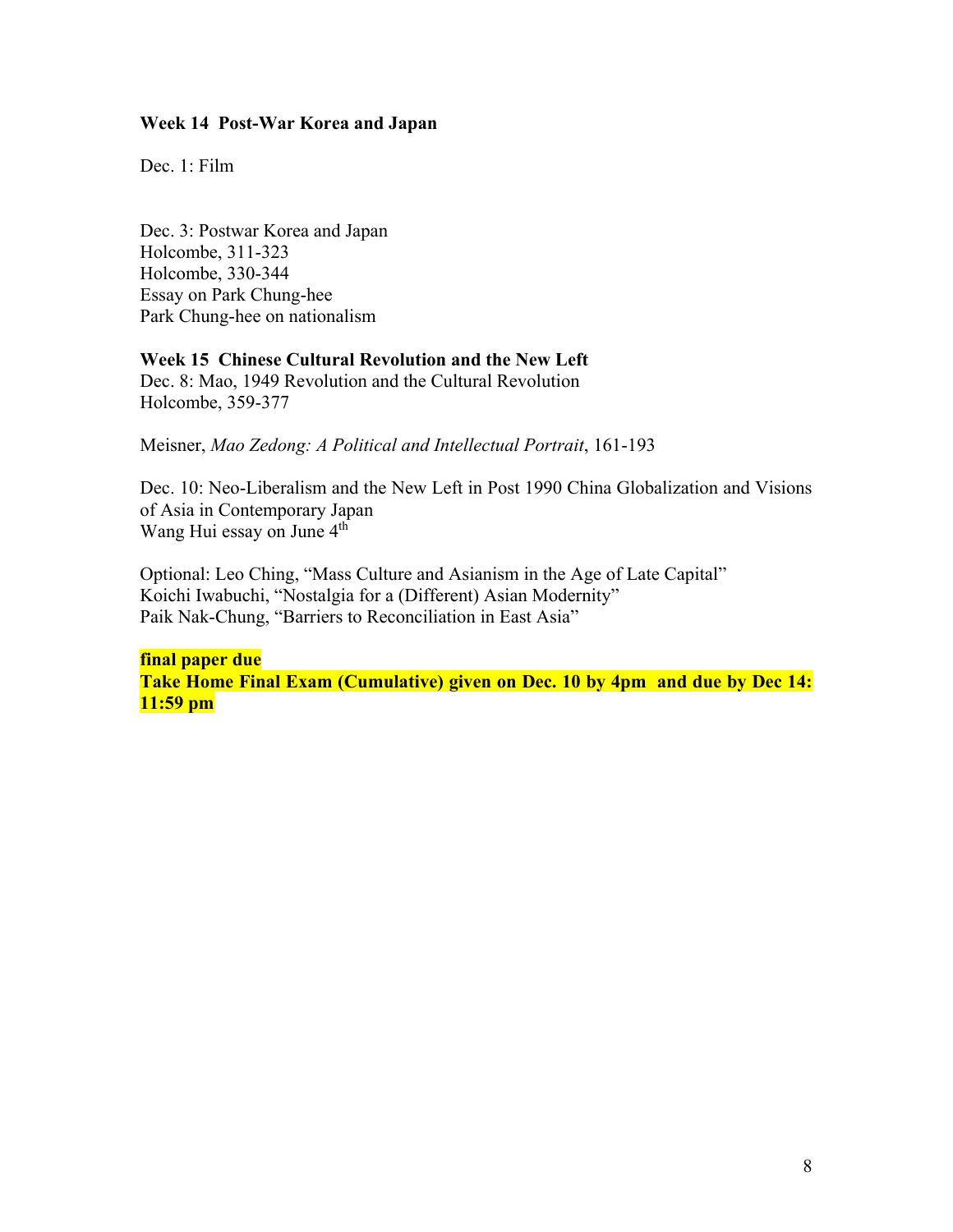**Week 14 Post-War Korea and Japan**

Dec. 1: Film

Dec. 3: Postwar Korea and Japan
Holcombe, 311-323
Holcombe, 330-344
Essay on Park Chung-hee
Park Chung-hee on nationalism

**Week 15 Chinese Cultural Revolution and the New Left**
Dec. 8: Mao, 1949 Revolution and the Cultural Revolution
Holcombe, 359-377

Meisner, *Mao Zedong: A Political and Intellectual Portrait*, 161-193

Dec. 10: Neo-Liberalism and the New Left in Post 1990 China Globalization and Visions of Asia in Contemporary Japan
Wang Hui essay on June 4th

Optional: Leo Ching, "Mass Culture and Asianism in the Age of Late Capital"
Koichi Iwabuchi, "Nostalgia for a (Different) Asian Modernity"
Paik Nak-Chung, "Barriers to Reconciliation in East Asia"

**final paper due**
**Take Home Final Exam (Cumulative) given on Dec. 10 by 4pm and due by Dec 14: 11:59 pm**